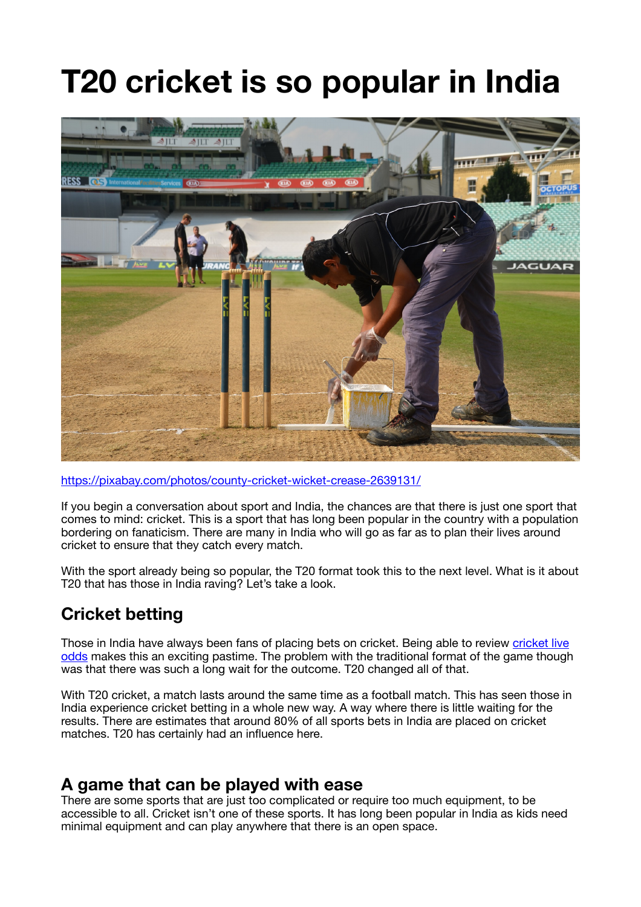# T20 cricket is so popular in India

https://pixabay.com/photos/county-cricket-wicket-crease-2639131/

If you begin a conversation about sport and India, the chances are that there is just one sport that comes to mind: cricket. This is a sport that has long been popular in the country with a population bordering on fanaticism. There are many in India who will go as far as to plan their lives around cricket to ensure that they catch every match.

With the sport already being so popular, the T20 format took this to the next level. What is it about T20 that has those in India raving? Let's take a look.

## Cricket betting

Those in India have always been fans of placing bets on cricket. Being able to review cricket live odds makes this an exciting pastime. The problem with the traditional format of the game though was that there was such a long wait for the outcome. T20 changed all of that.

With T20 cricket, a match lasts around the same time as a football match. This has seen those in India experience cricket betting in a whole new way. A way where there is little waiting for the results. There are estimates that around 80% of all sports bets in India are placed on cricket matches. T20 has certainly had an influence here.

## A game that can be played with ease

There are some sports that are just too complicated or require too much equipment, to be accessible to all. Cricket isn't one of these sports. It has long been popular in India as kids need minimal equipment and can play anywhere that there is an open space.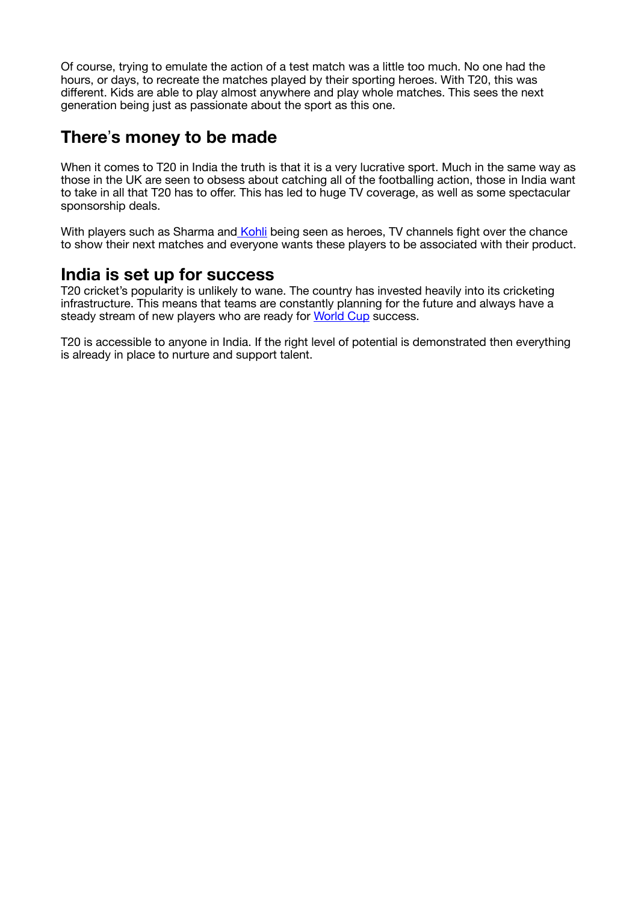Of course, trying to emulate the action of a test match was a little too much. No one had the hours, or days, to recreate the matches played by their sporting heroes. With T20, this was different. Kids are able to play almost anywhere and play whole matches. This sees the next generation being just as passionate about the sport as this one.

## There's money to be made

When it comes to T20 in India the truth is that it is a very lucrative sport. Much in the same way as those in the UK are seen to obsess about catching all of the footballing action, those in India want to take in all that T20 has to offer. This has led to huge TV coverage, as well as some spectacular sponsorship deals.

With players such as Sharma and Kohli being seen as heroes, TV channels fight over the chance to show their next matches and everyone wants these players to be associated with their product.

## India is set up for success

T20 cricket's popularity is unlikely to wane. The country has invested heavily into its cricketing infrastructure. This means that teams are constantly planning for the future and always have a steady stream of new players who are ready for World Cup success.

T20 is accessible to anyone in India. If the right level of potential is demonstrated then everything is already in place to nurture and support talent.